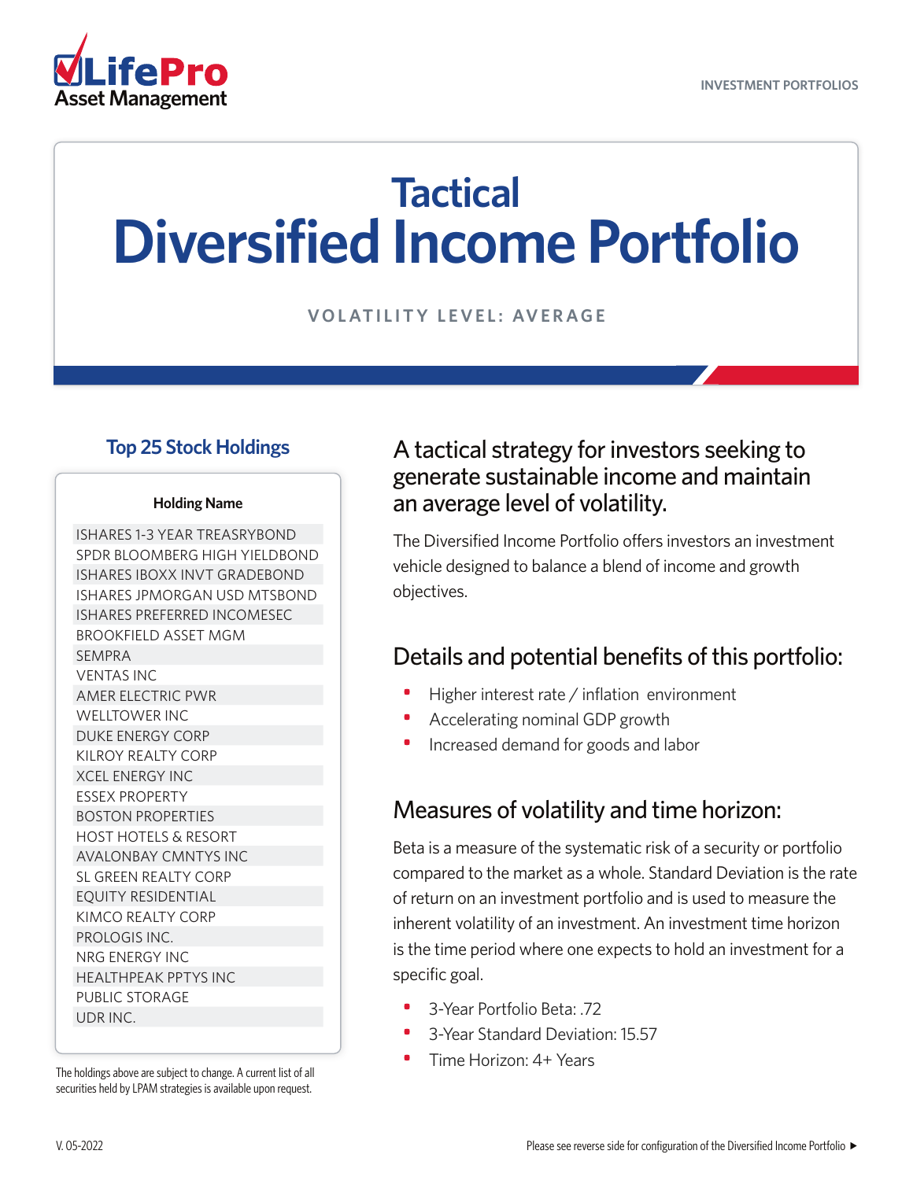LifePro Asset Management

INVESTMENT PORTFOLIOS

# Tactical Diversified Income Portfolio

VOLATILITY LEVEL: AVERAGE

## Top 25 Stock Holdings

| Holding Name |
|---|
| ISHARES 1-3 YEAR TREASRYBOND |
| SPDR BLOOMBERG HIGH YIELDBOND |
| ISHARES IBOXX INVT GRADEBOND |
| ISHARES JPMORGAN USD MTSBOND |
| ISHARES PREFERRED INCOMESEC |
| BROOKFIELD ASSET MGM |
| SEMPRA |
| VENTAS INC |
| AMER ELECTRIC PWR |
| WELLTOWER INC |
| DUKE ENERGY CORP |
| KILROY REALTY CORP |
| XCEL ENERGY INC |
| ESSEX PROPERTY |
| BOSTON PROPERTIES |
| HOST HOTELS & RESORT |
| AVALONBAY CMNTYS INC |
| SL GREEN REALTY CORP |
| EQUITY RESIDENTIAL |
| KIMCO REALTY CORP |
| PROLOGIS INC. |
| NRG ENERGY INC |
| HEALTHPEAK PPTYS INC |
| PUBLIC STORAGE |
| UDR INC. |

The holdings above are subject to change. A current list of all securities held by LPAM strategies is available upon request.

## A tactical strategy for investors seeking to generate sustainable income and maintain an average level of volatility.

The Diversified Income Portfolio offers investors an investment vehicle designed to balance a blend of income and growth objectives.

## Details and potential benefits of this portfolio:

- Higher interest rate / inflation environment
- Accelerating nominal GDP growth
- Increased demand for goods and labor

## Measures of volatility and time horizon:

Beta is a measure of the systematic risk of a security or portfolio compared to the market as a whole. Standard Deviation is the rate of return on an investment portfolio and is used to measure the inherent volatility of an investment. An investment time horizon is the time period where one expects to hold an investment for a specific goal.

- 3-Year Portfolio Beta: .72
- 3-Year Standard Deviation: 15.57
- Time Horizon: 4+ Years

V. 05-2022

Please see reverse side for configuration of the Diversified Income Portfolio ►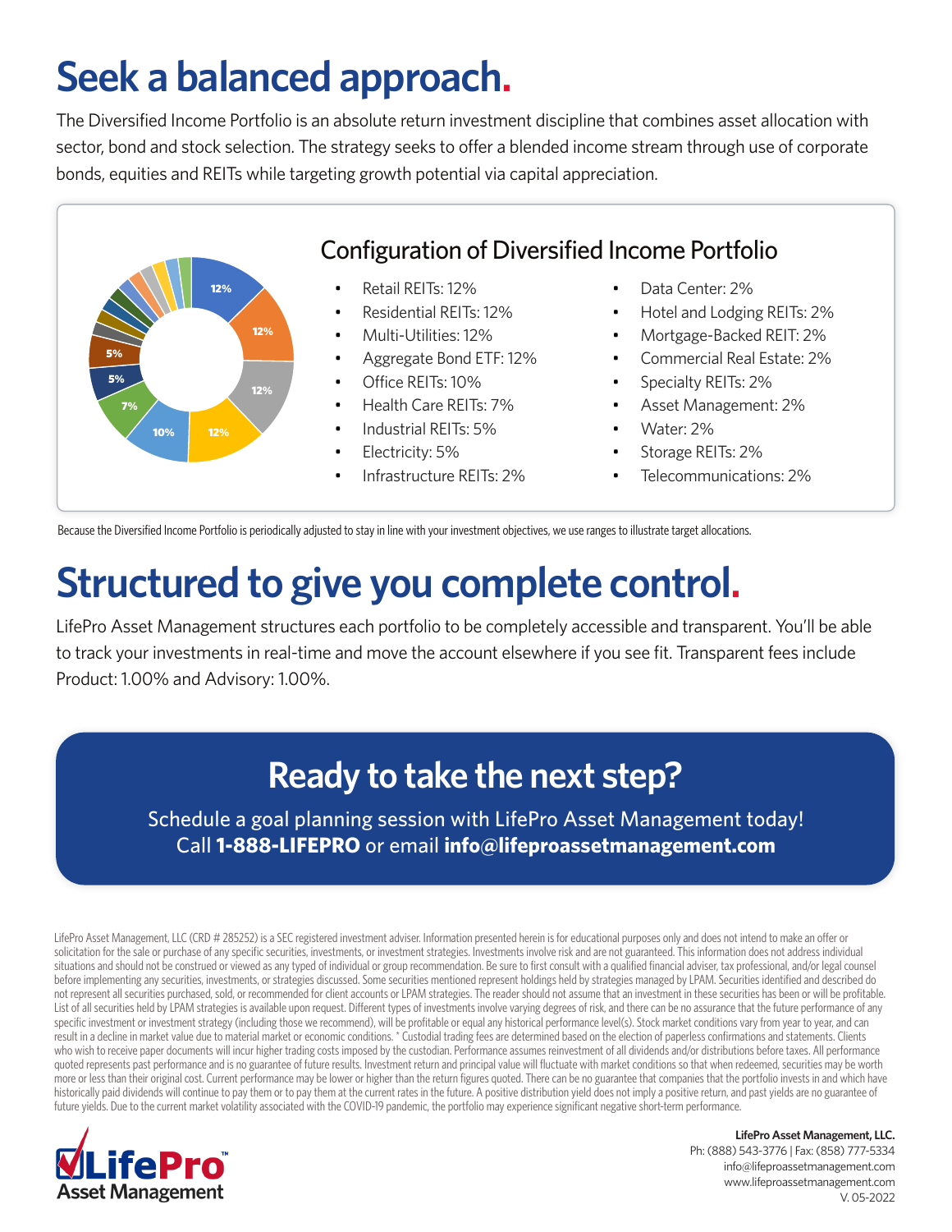# Seek a balanced approach.

The Diversified Income Portfolio is an absolute return investment discipline that combines asset allocation with sector, bond and stock selection. The strategy seeks to offer a blended income stream through use of corporate bonds, equities and REITs while targeting growth potential via capital appreciation.

12%
12%
12%
12%
10%
7%
5%
5%

## Configuration of Diversified Income Portfolio

- Retail REITs: 12%
- Residential REITs: 12%
- Multi-Utilities: 12%
- Aggregate Bond ETF: 12%
- Office REITs: 10%
- Health Care REITs: 7%
- Industrial REITs: 5%
- Electricity: 5%
- Infrastructure REITs: 2%
- Data Center: 2%
- Hotel and Lodging REITs: 2%
- Mortgage-Backed REIT: 2%
- Commercial Real Estate: 2%
- Specialty REITs: 2%
- Asset Management: 2%
- Water: 2%
- Storage REITs: 2%
- Telecommunications: 2%

Because the Diversified Income Portfolio is periodically adjusted to stay in line with your investment objectives, we use ranges to illustrate target allocations.

# Structured to give you complete control.

LifePro Asset Management structures each portfolio to be completely accessible and transparent. You'll be able to track your investments in real-time and move the account elsewhere if you see fit. Transparent fees include Product: 1.00% and Advisory: 1.00%.

## Ready to take the next step?

Schedule a goal planning session with LifePro Asset Management today!
Call **1-888-LIFEPRO** or email **info@lifeproassetmanagement.com**

LifePro Asset Management, LLC (CRD # 285252) is a SEC registered investment adviser. Information presented herein is for educational purposes only and does not intend to make an offer or solicitation for the sale or purchase of any specific securities, investments, or investment strategies. Investments involve risk and are not guaranteed. This information does not address individual situations and should not be construed or viewed as any typed of individual or group recommendation. Be sure to first consult with a qualified financial adviser, tax professional, and/or legal counsel before implementing any securities, investments, or strategies discussed. Some securities mentioned represent holdings held by strategies managed by LPAM. Securities identified and described do not represent all securities purchased, sold, or recommended for client accounts or LPAM strategies. The reader should not assume that an investment in these securities has been or will be profitable. List of all securities held by LPAM strategies is available upon request. Different types of investments involve varying degrees of risk, and there can be no assurance that the future performance of any specific investment or investment strategy (including those we recommend), will be profitable or equal any historical performance level(s). Stock market conditions vary from year to year, and can result in a decline in market value due to material market or economic conditions. * Custodial trading fees are determined based on the election of paperless confirmations and statements. Clients who wish to receive paper documents will incur higher trading costs imposed by the custodian. Performance assumes reinvestment of all dividends and/or distributions before taxes. All performance quoted represents past performance and is no guarantee of future results. Investment return and principal value will fluctuate with market conditions so that when redeemed, securities may be worth more or less than their original cost. Current performance may be lower or higher than the return figures quoted. There can be no guarantee that companies that the portfolio invests in and which have historically paid dividends will continue to pay them or to pay them at the current rates in the future. A positive distribution yield does not imply a positive return, and past yields are no guarantee of future yields. Due to the current market volatility associated with the COVID-19 pandemic, the portfolio may experience significant negative short-term performance.

LifePro Asset Management

**LifePro Asset Management, LLC.**
Ph: (888) 543-3776 | Fax: (858) 777-5334
info@lifeproassetmanagement.com
www.lifeproassetmanagement.com
V. 05-2022